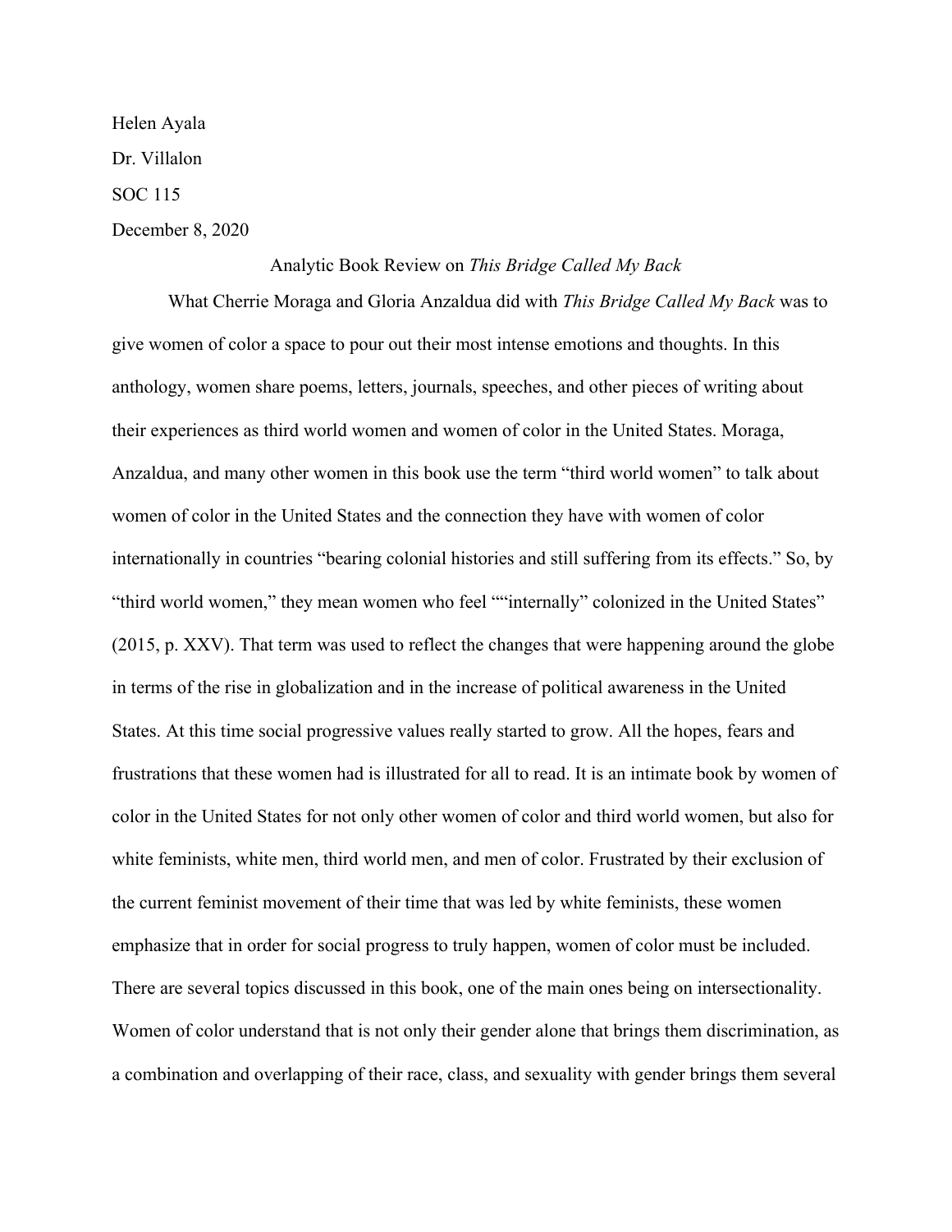Helen Ayala

Dr. Villalon

SOC 115

December 8, 2020

Analytic Book Review on *This Bridge Called My Back*

What Cherrie Moraga and Gloria Anzaldua did with *This Bridge Called My Back* was to give women of color a space to pour out their most intense emotions and thoughts. In this anthology, women share poems, letters, journals, speeches, and other pieces of writing about their experiences as third world women and women of color in the United States. Moraga, Anzaldua, and many other women in this book use the term "third world women" to talk about women of color in the United States and the connection they have with women of color internationally in countries "bearing colonial histories and still suffering from its effects." So, by "third world women," they mean women who feel ""internally" colonized in the United States" (2015, p. XXV). That term was used to reflect the changes that were happening around the globe in terms of the rise in globalization and in the increase of political awareness in the United States. At this time social progressive values really started to grow. All the hopes, fears and frustrations that these women had is illustrated for all to read. It is an intimate book by women of color in the United States for not only other women of color and third world women, but also for white feminists, white men, third world men, and men of color. Frustrated by their exclusion of the current feminist movement of their time that was led by white feminists, these women emphasize that in order for social progress to truly happen, women of color must be included. There are several topics discussed in this book, one of the main ones being on intersectionality. Women of color understand that is not only their gender alone that brings them discrimination, as a combination and overlapping of their race, class, and sexuality with gender brings them several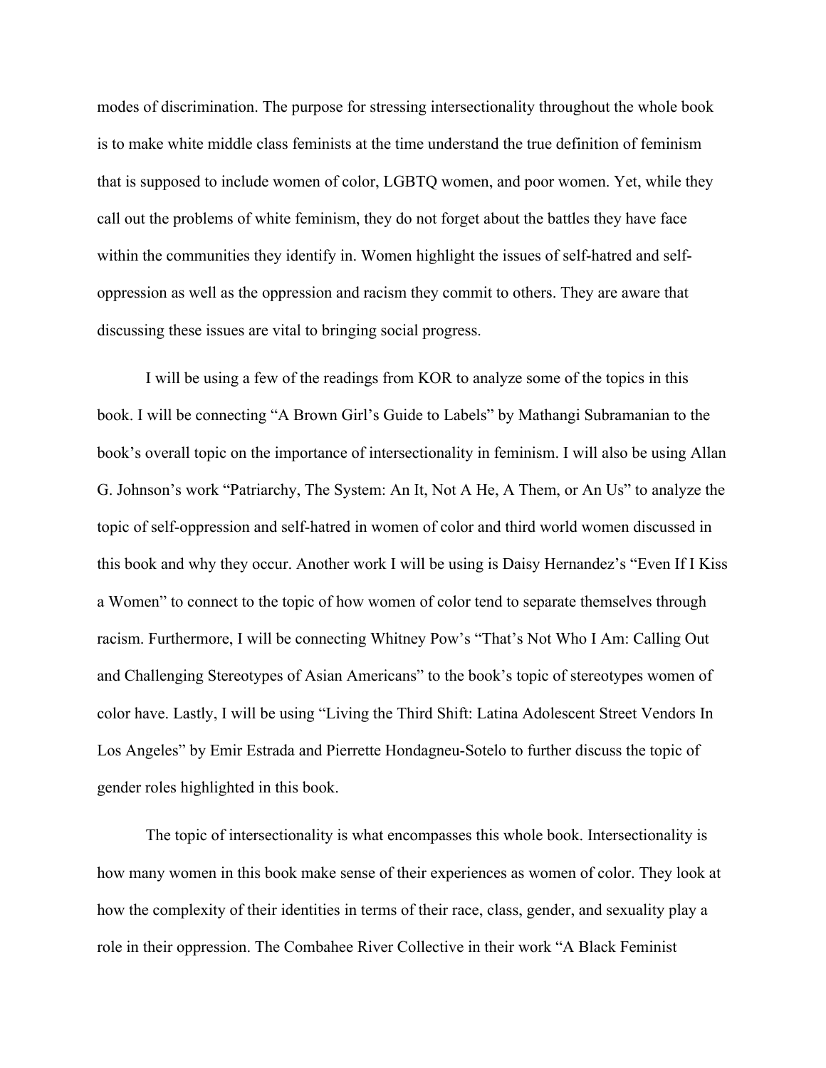modes of discrimination. The purpose for stressing intersectionality throughout the whole book is to make white middle class feminists at the time understand the true definition of feminism that is supposed to include women of color, LGBTQ women, and poor women. Yet, while they call out the problems of white feminism, they do not forget about the battles they have face within the communities they identify in. Women highlight the issues of self-hatred and self-oppression as well as the oppression and racism they commit to others. They are aware that discussing these issues are vital to bringing social progress.

I will be using a few of the readings from KOR to analyze some of the topics in this book. I will be connecting "A Brown Girl's Guide to Labels" by Mathangi Subramanian to the book's overall topic on the importance of intersectionality in feminism. I will also be using Allan G. Johnson's work "Patriarchy, The System: An It, Not A He, A Them, or An Us" to analyze the topic of self-oppression and self-hatred in women of color and third world women discussed in this book and why they occur. Another work I will be using is Daisy Hernandez's "Even If I Kiss a Women" to connect to the topic of how women of color tend to separate themselves through racism. Furthermore, I will be connecting Whitney Pow's "That's Not Who I Am: Calling Out and Challenging Stereotypes of Asian Americans" to the book's topic of stereotypes women of color have. Lastly, I will be using "Living the Third Shift: Latina Adolescent Street Vendors In Los Angeles" by Emir Estrada and Pierrette Hondagneu-Sotelo to further discuss the topic of gender roles highlighted in this book.

The topic of intersectionality is what encompasses this whole book. Intersectionality is how many women in this book make sense of their experiences as women of color. They look at how the complexity of their identities in terms of their race, class, gender, and sexuality play a role in their oppression. The Combahee River Collective in their work "A Black Feminist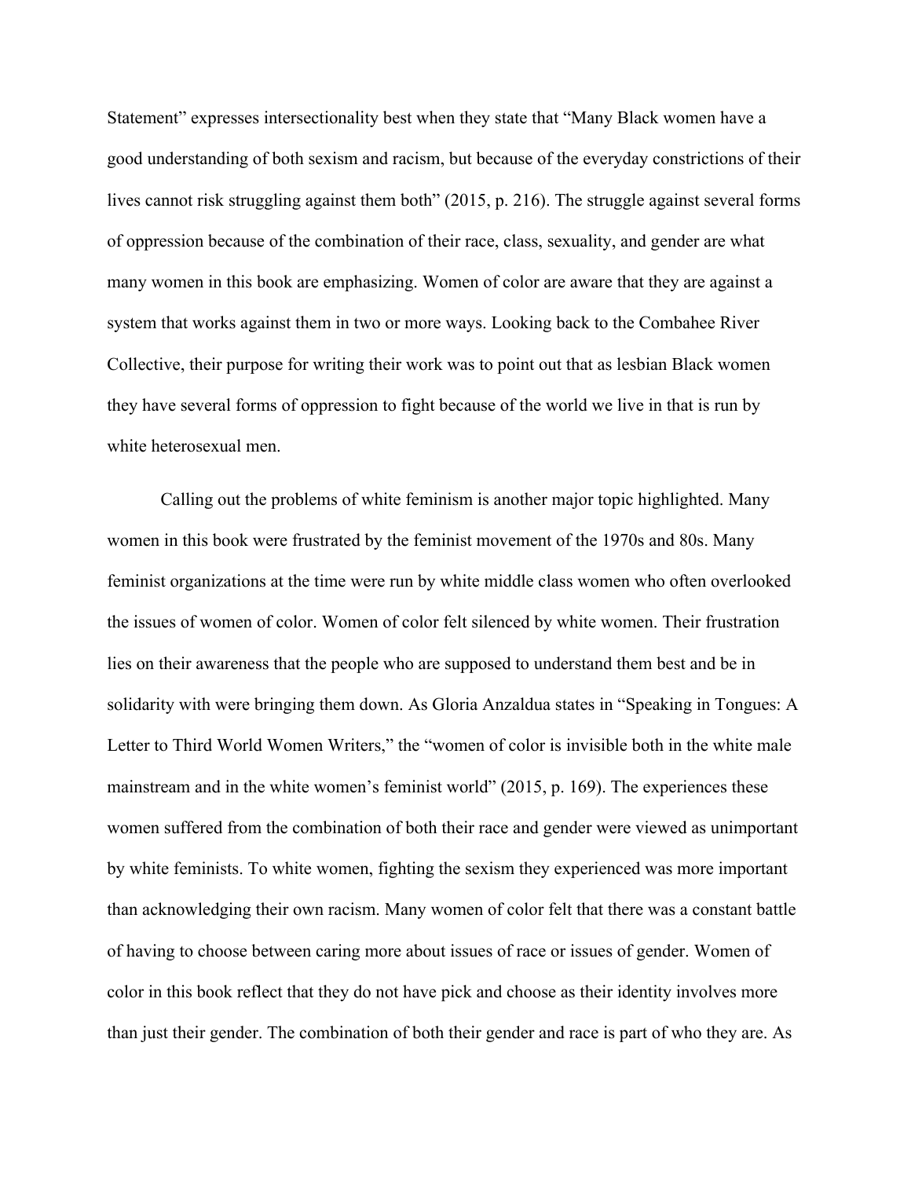Statement" expresses intersectionality best when they state that "Many Black women have a good understanding of both sexism and racism, but because of the everyday constrictions of their lives cannot risk struggling against them both" (2015, p. 216). The struggle against several forms of oppression because of the combination of their race, class, sexuality, and gender are what many women in this book are emphasizing. Women of color are aware that they are against a system that works against them in two or more ways. Looking back to the Combahee River Collective, their purpose for writing their work was to point out that as lesbian Black women they have several forms of oppression to fight because of the world we live in that is run by white heterosexual men.

Calling out the problems of white feminism is another major topic highlighted. Many women in this book were frustrated by the feminist movement of the 1970s and 80s. Many feminist organizations at the time were run by white middle class women who often overlooked the issues of women of color. Women of color felt silenced by white women. Their frustration lies on their awareness that the people who are supposed to understand them best and be in solidarity with were bringing them down. As Gloria Anzaldua states in "Speaking in Tongues: A Letter to Third World Women Writers," the "women of color is invisible both in the white male mainstream and in the white women's feminist world" (2015, p. 169). The experiences these women suffered from the combination of both their race and gender were viewed as unimportant by white feminists. To white women, fighting the sexism they experienced was more important than acknowledging their own racism. Many women of color felt that there was a constant battle of having to choose between caring more about issues of race or issues of gender. Women of color in this book reflect that they do not have pick and choose as their identity involves more than just their gender. The combination of both their gender and race is part of who they are. As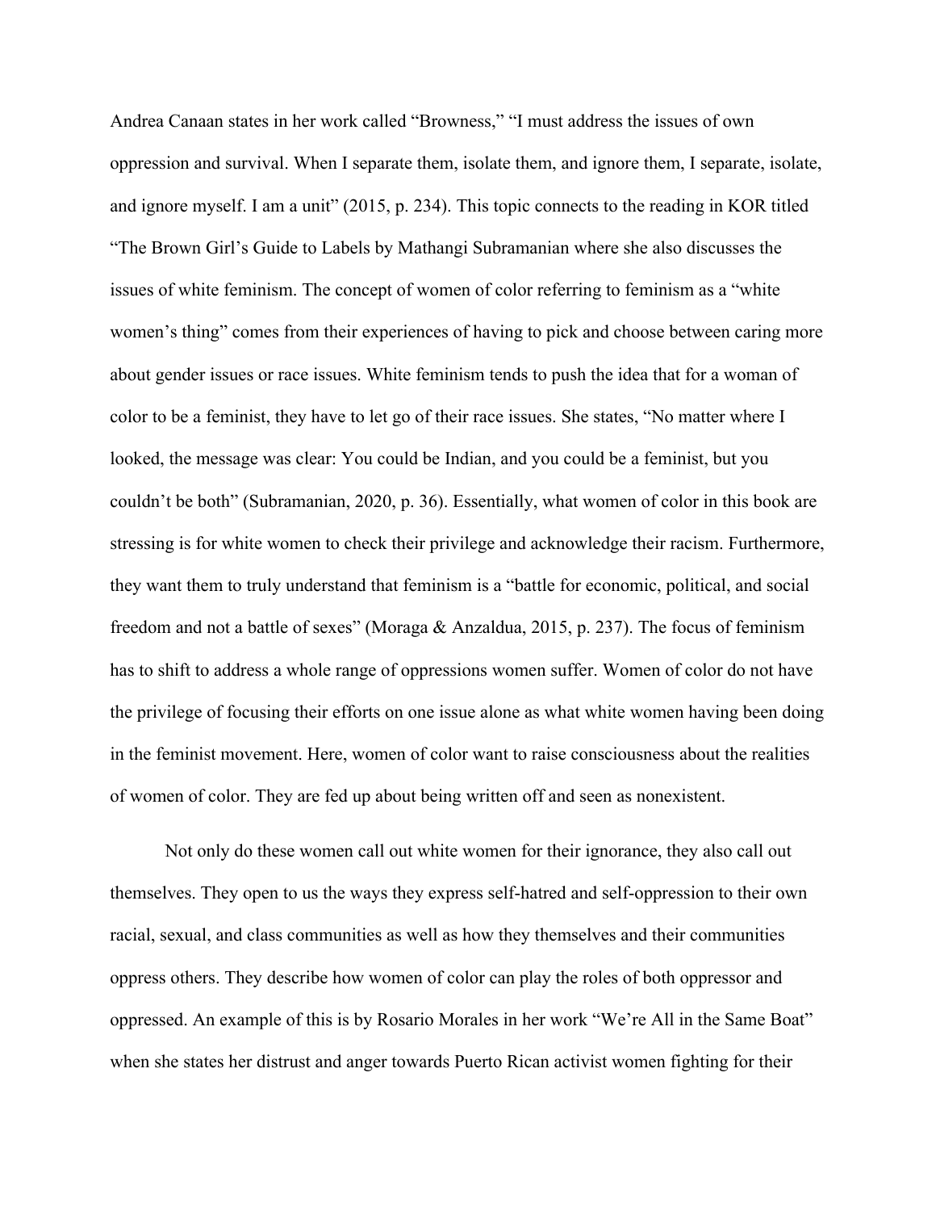Andrea Canaan states in her work called "Browness," "I must address the issues of own oppression and survival. When I separate them, isolate them, and ignore them, I separate, isolate, and ignore myself. I am a unit" (2015, p. 234). This topic connects to the reading in KOR titled "The Brown Girl's Guide to Labels by Mathangi Subramanian where she also discusses the issues of white feminism. The concept of women of color referring to feminism as a "white women's thing" comes from their experiences of having to pick and choose between caring more about gender issues or race issues. White feminism tends to push the idea that for a woman of color to be a feminist, they have to let go of their race issues. She states, "No matter where I looked, the message was clear: You could be Indian, and you could be a feminist, but you couldn't be both" (Subramanian, 2020, p. 36). Essentially, what women of color in this book are stressing is for white women to check their privilege and acknowledge their racism. Furthermore, they want them to truly understand that feminism is a "battle for economic, political, and social freedom and not a battle of sexes" (Moraga & Anzaldua, 2015, p. 237). The focus of feminism has to shift to address a whole range of oppressions women suffer. Women of color do not have the privilege of focusing their efforts on one issue alone as what white women having been doing in the feminist movement. Here, women of color want to raise consciousness about the realities of women of color. They are fed up about being written off and seen as nonexistent.

Not only do these women call out white women for their ignorance, they also call out themselves. They open to us the ways they express self-hatred and self-oppression to their own racial, sexual, and class communities as well as how they themselves and their communities oppress others. They describe how women of color can play the roles of both oppressor and oppressed. An example of this is by Rosario Morales in her work "We're All in the Same Boat" when she states her distrust and anger towards Puerto Rican activist women fighting for their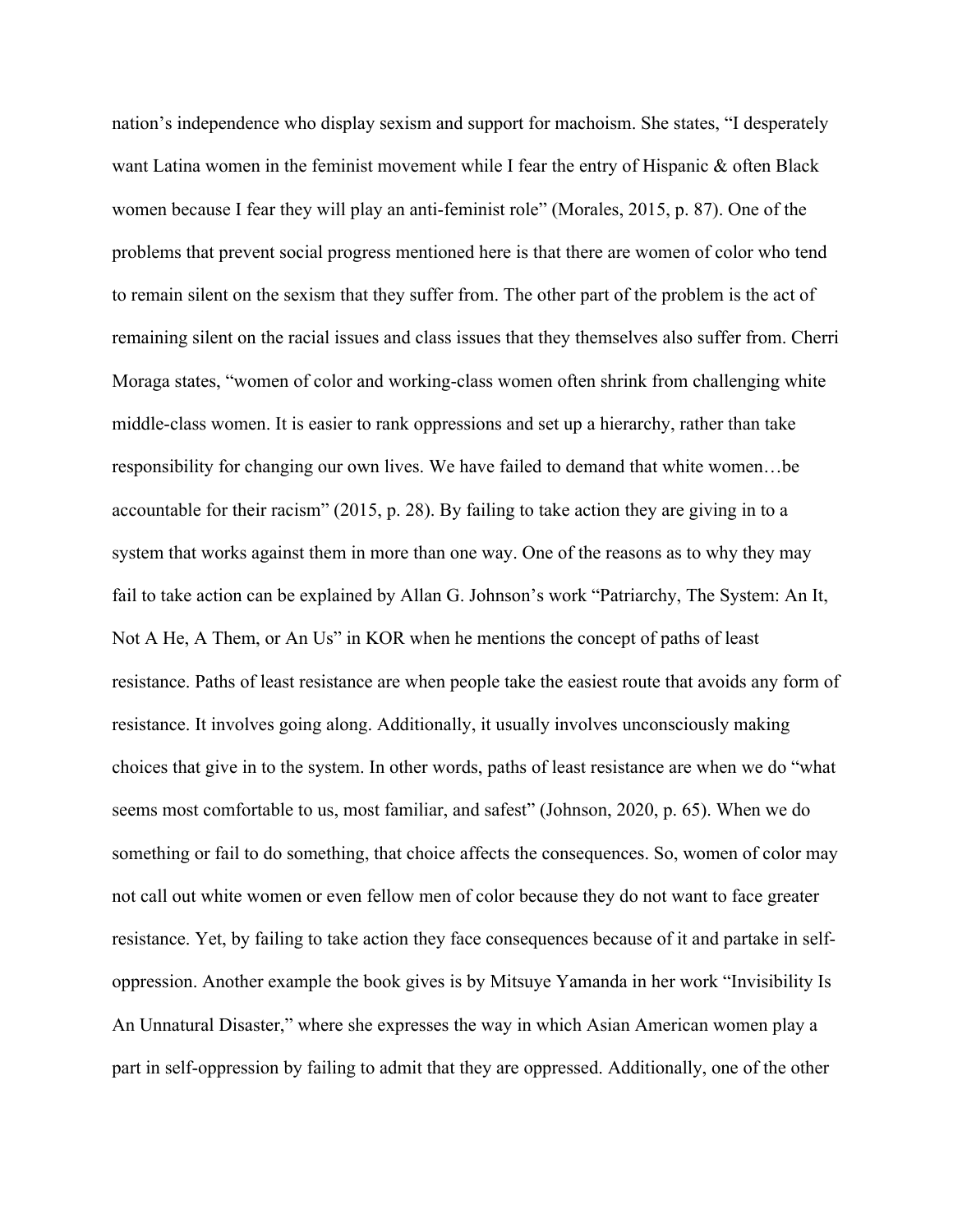nation's independence who display sexism and support for machoism. She states, "I desperately want Latina women in the feminist movement while I fear the entry of Hispanic & often Black women because I fear they will play an anti-feminist role" (Morales, 2015, p. 87). One of the problems that prevent social progress mentioned here is that there are women of color who tend to remain silent on the sexism that they suffer from. The other part of the problem is the act of remaining silent on the racial issues and class issues that they themselves also suffer from. Cherri Moraga states, "women of color and working-class women often shrink from challenging white middle-class women. It is easier to rank oppressions and set up a hierarchy, rather than take responsibility for changing our own lives. We have failed to demand that white women…be accountable for their racism" (2015, p. 28). By failing to take action they are giving in to a system that works against them in more than one way. One of the reasons as to why they may fail to take action can be explained by Allan G. Johnson's work "Patriarchy, The System: An It, Not A He, A Them, or An Us" in KOR when he mentions the concept of paths of least resistance. Paths of least resistance are when people take the easiest route that avoids any form of resistance. It involves going along. Additionally, it usually involves unconsciously making choices that give in to the system. In other words, paths of least resistance are when we do "what seems most comfortable to us, most familiar, and safest" (Johnson, 2020, p. 65). When we do something or fail to do something, that choice affects the consequences. So, women of color may not call out white women or even fellow men of color because they do not want to face greater resistance. Yet, by failing to take action they face consequences because of it and partake in self-oppression. Another example the book gives is by Mitsuye Yamanda in her work "Invisibility Is An Unnatural Disaster," where she expresses the way in which Asian American women play a part in self-oppression by failing to admit that they are oppressed. Additionally, one of the other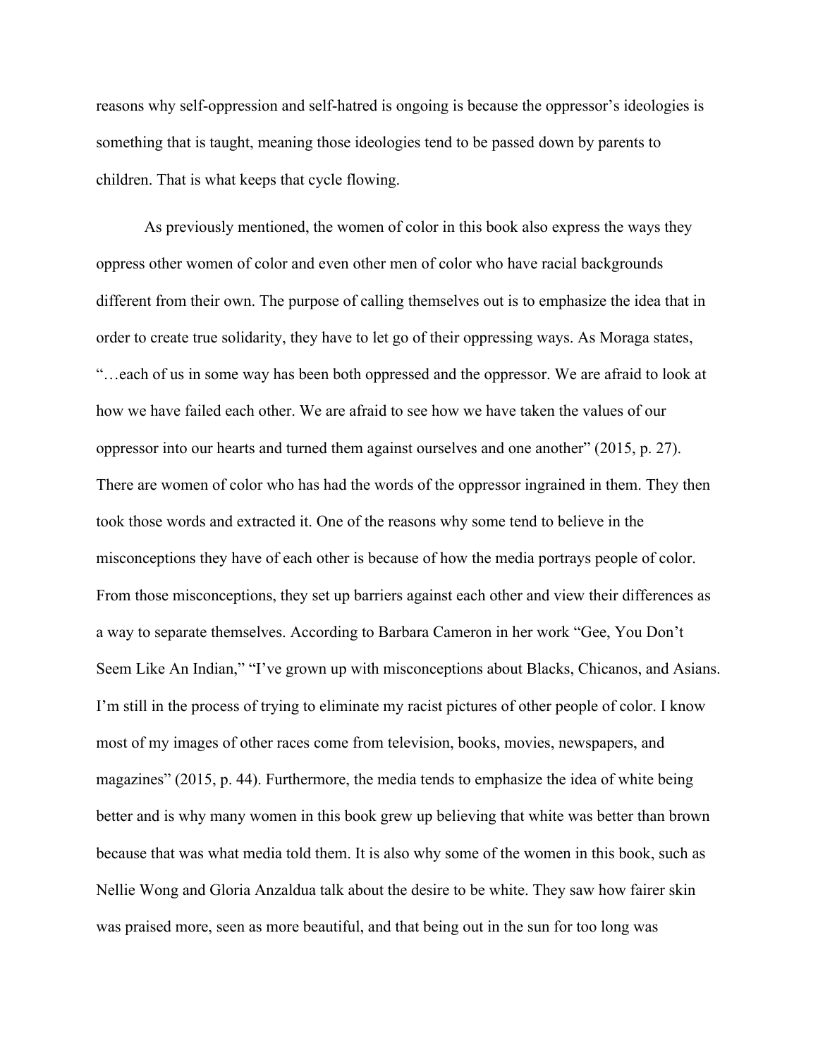reasons why self-oppression and self-hatred is ongoing is because the oppressor's ideologies is something that is taught, meaning those ideologies tend to be passed down by parents to children. That is what keeps that cycle flowing.

As previously mentioned, the women of color in this book also express the ways they oppress other women of color and even other men of color who have racial backgrounds different from their own. The purpose of calling themselves out is to emphasize the idea that in order to create true solidarity, they have to let go of their oppressing ways. As Moraga states, "…each of us in some way has been both oppressed and the oppressor. We are afraid to look at how we have failed each other. We are afraid to see how we have taken the values of our oppressor into our hearts and turned them against ourselves and one another" (2015, p. 27). There are women of color who has had the words of the oppressor ingrained in them. They then took those words and extracted it. One of the reasons why some tend to believe in the misconceptions they have of each other is because of how the media portrays people of color. From those misconceptions, they set up barriers against each other and view their differences as a way to separate themselves. According to Barbara Cameron in her work "Gee, You Don't Seem Like An Indian," "I've grown up with misconceptions about Blacks, Chicanos, and Asians. I'm still in the process of trying to eliminate my racist pictures of other people of color. I know most of my images of other races come from television, books, movies, newspapers, and magazines" (2015, p. 44). Furthermore, the media tends to emphasize the idea of white being better and is why many women in this book grew up believing that white was better than brown because that was what media told them. It is also why some of the women in this book, such as Nellie Wong and Gloria Anzaldua talk about the desire to be white. They saw how fairer skin was praised more, seen as more beautiful, and that being out in the sun for too long was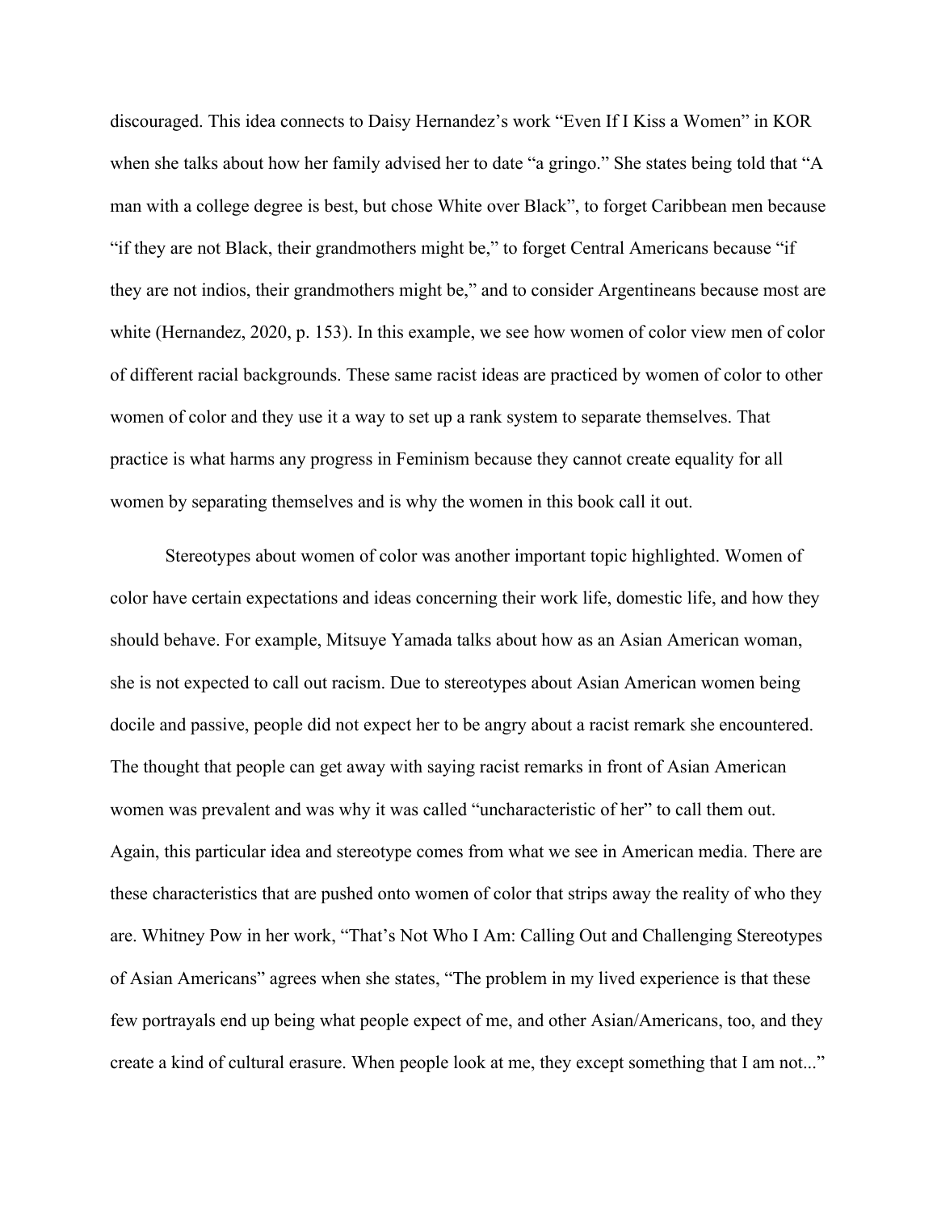discouraged. This idea connects to Daisy Hernandez's work "Even If I Kiss a Women" in KOR when she talks about how her family advised her to date "a gringo." She states being told that "A man with a college degree is best, but chose White over Black", to forget Caribbean men because "if they are not Black, their grandmothers might be," to forget Central Americans because "if they are not indios, their grandmothers might be," and to consider Argentineans because most are white (Hernandez, 2020, p. 153). In this example, we see how women of color view men of color of different racial backgrounds. These same racist ideas are practiced by women of color to other women of color and they use it a way to set up a rank system to separate themselves. That practice is what harms any progress in Feminism because they cannot create equality for all women by separating themselves and is why the women in this book call it out.

Stereotypes about women of color was another important topic highlighted. Women of color have certain expectations and ideas concerning their work life, domestic life, and how they should behave. For example, Mitsuye Yamada talks about how as an Asian American woman, she is not expected to call out racism. Due to stereotypes about Asian American women being docile and passive, people did not expect her to be angry about a racist remark she encountered. The thought that people can get away with saying racist remarks in front of Asian American women was prevalent and was why it was called "uncharacteristic of her" to call them out. Again, this particular idea and stereotype comes from what we see in American media. There are these characteristics that are pushed onto women of color that strips away the reality of who they are. Whitney Pow in her work, "That's Not Who I Am: Calling Out and Challenging Stereotypes of Asian Americans" agrees when she states, "The problem in my lived experience is that these few portrayals end up being what people expect of me, and other Asian/Americans, too, and they create a kind of cultural erasure. When people look at me, they except something that I am not..."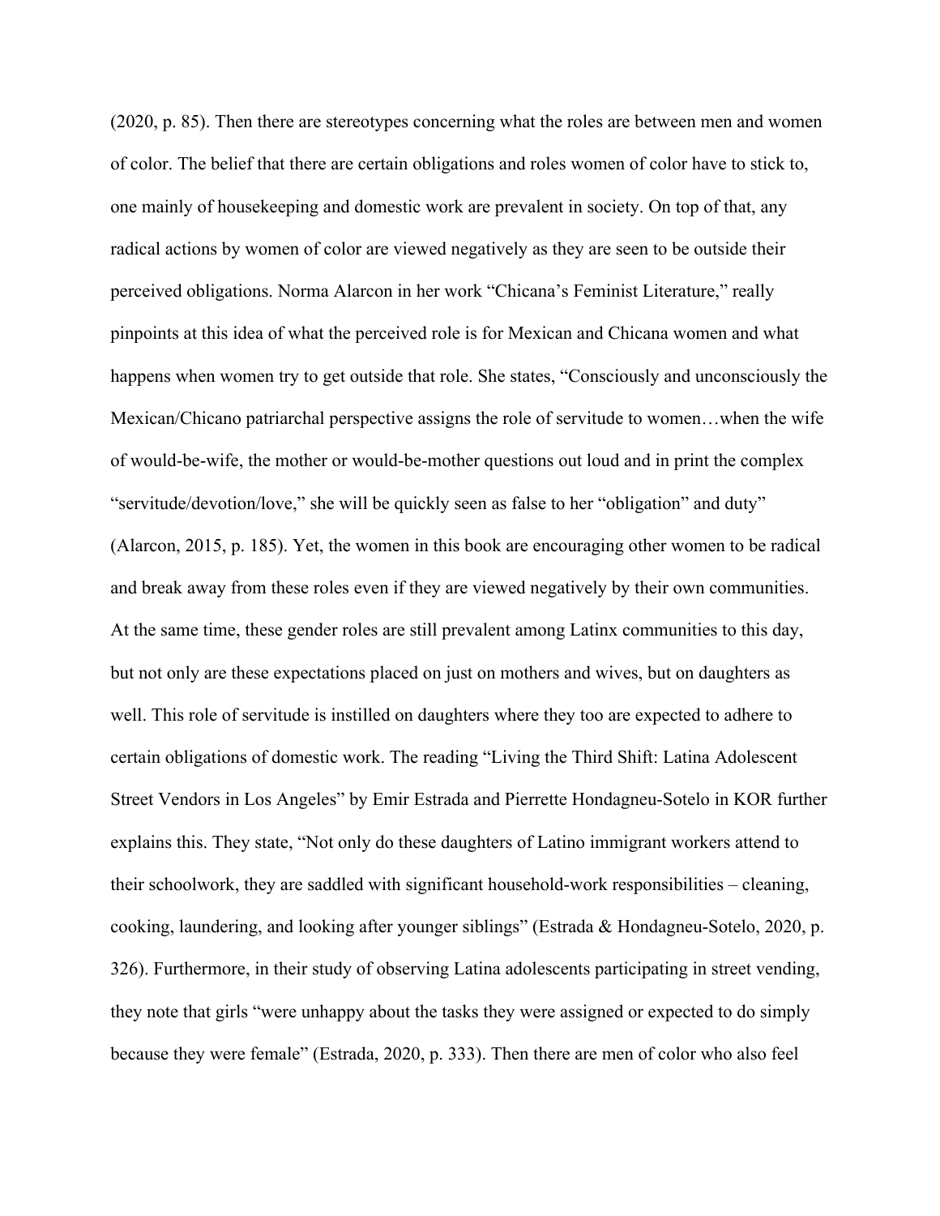(2020, p. 85). Then there are stereotypes concerning what the roles are between men and women of color. The belief that there are certain obligations and roles women of color have to stick to, one mainly of housekeeping and domestic work are prevalent in society. On top of that, any radical actions by women of color are viewed negatively as they are seen to be outside their perceived obligations. Norma Alarcon in her work "Chicana's Feminist Literature," really pinpoints at this idea of what the perceived role is for Mexican and Chicana women and what happens when women try to get outside that role. She states, "Consciously and unconsciously the Mexican/Chicano patriarchal perspective assigns the role of servitude to women…when the wife of would-be-wife, the mother or would-be-mother questions out loud and in print the complex "servitude/devotion/love," she will be quickly seen as false to her "obligation" and duty" (Alarcon, 2015, p. 185). Yet, the women in this book are encouraging other women to be radical and break away from these roles even if they are viewed negatively by their own communities. At the same time, these gender roles are still prevalent among Latinx communities to this day, but not only are these expectations placed on just on mothers and wives, but on daughters as well. This role of servitude is instilled on daughters where they too are expected to adhere to certain obligations of domestic work. The reading "Living the Third Shift: Latina Adolescent Street Vendors in Los Angeles" by Emir Estrada and Pierrette Hondagneu-Sotelo in KOR further explains this. They state, "Not only do these daughters of Latino immigrant workers attend to their schoolwork, they are saddled with significant household-work responsibilities – cleaning, cooking, laundering, and looking after younger siblings" (Estrada & Hondagneu-Sotelo, 2020, p. 326). Furthermore, in their study of observing Latina adolescents participating in street vending, they note that girls "were unhappy about the tasks they were assigned or expected to do simply because they were female" (Estrada, 2020, p. 333). Then there are men of color who also feel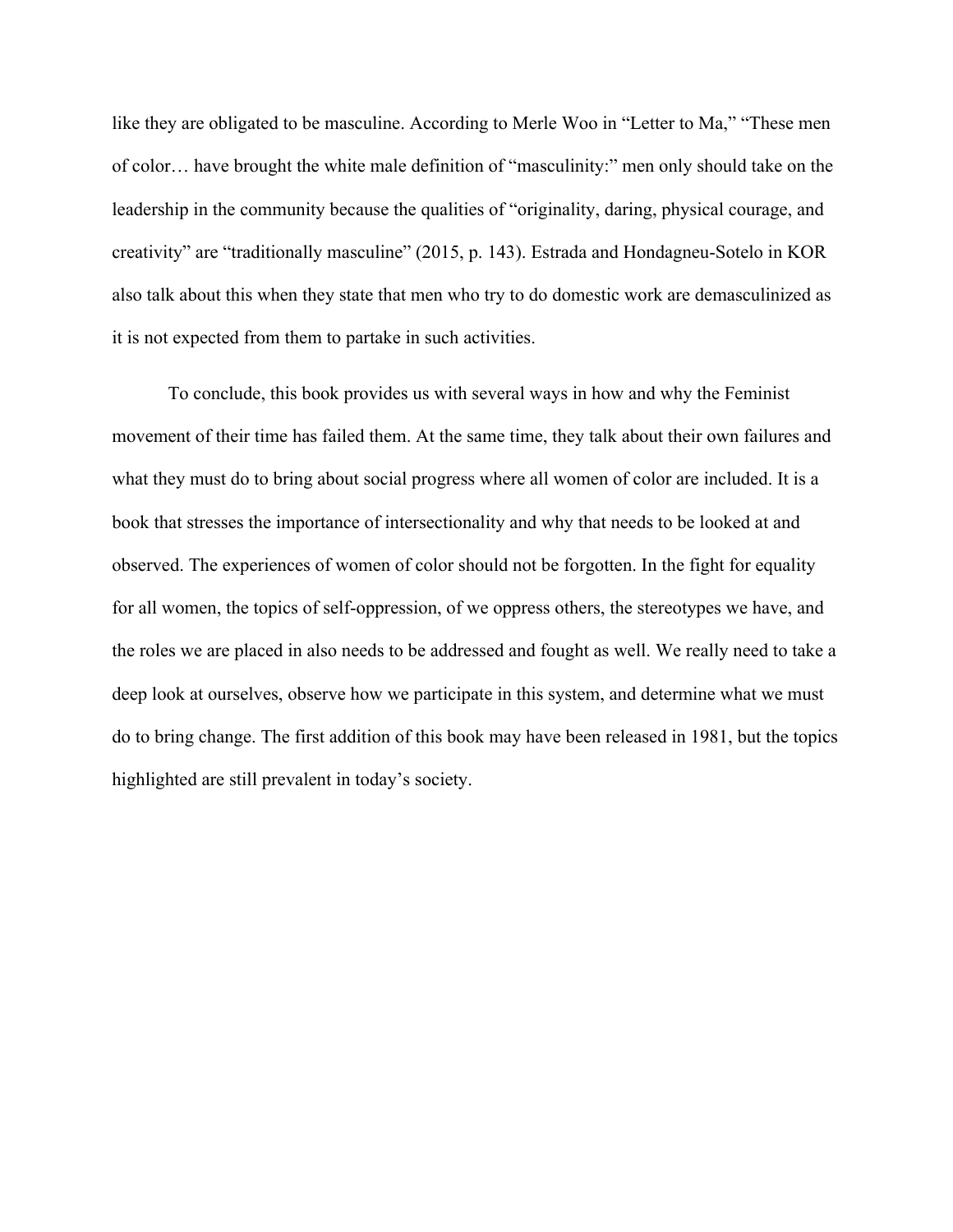like they are obligated to be masculine. According to Merle Woo in "Letter to Ma," "These men of color… have brought the white male definition of "masculinity:" men only should take on the leadership in the community because the qualities of "originality, daring, physical courage, and creativity" are "traditionally masculine" (2015, p. 143). Estrada and Hondagneu-Sotelo in KOR also talk about this when they state that men who try to do domestic work are demasculinized as it is not expected from them to partake in such activities.

To conclude, this book provides us with several ways in how and why the Feminist movement of their time has failed them. At the same time, they talk about their own failures and what they must do to bring about social progress where all women of color are included. It is a book that stresses the importance of intersectionality and why that needs to be looked at and observed. The experiences of women of color should not be forgotten. In the fight for equality for all women, the topics of self-oppression, of we oppress others, the stereotypes we have, and the roles we are placed in also needs to be addressed and fought as well. We really need to take a deep look at ourselves, observe how we participate in this system, and determine what we must do to bring change. The first addition of this book may have been released in 1981, but the topics highlighted are still prevalent in today's society.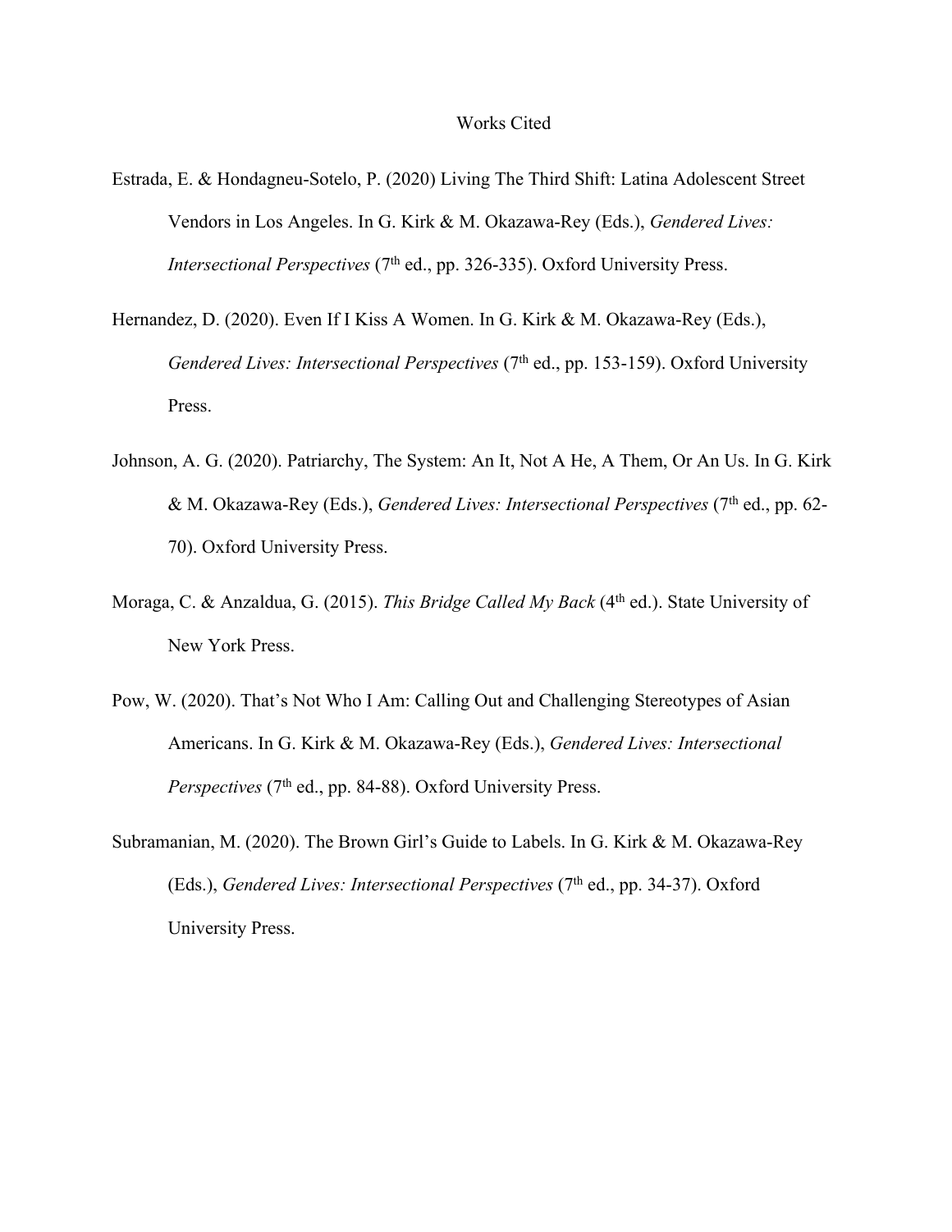# Works Cited

Estrada, E. & Hondagneu-Sotelo, P. (2020) Living The Third Shift: Latina Adolescent Street Vendors in Los Angeles. In G. Kirk & M. Okazawa-Rey (Eds.), *Gendered Lives: Intersectional Perspectives* (7th ed., pp. 326-335). Oxford University Press.

Hernandez, D. (2020). Even If I Kiss A Women. In G. Kirk & M. Okazawa-Rey (Eds.), *Gendered Lives: Intersectional Perspectives* (7th ed., pp. 153-159). Oxford University Press.

Johnson, A. G. (2020). Patriarchy, The System: An It, Not A He, A Them, Or An Us. In G. Kirk & M. Okazawa-Rey (Eds.), *Gendered Lives: Intersectional Perspectives* (7th ed., pp. 62-70). Oxford University Press.

Moraga, C. & Anzaldua, G. (2015). *This Bridge Called My Back* (4th ed.). State University of New York Press.

Pow, W. (2020). That's Not Who I Am: Calling Out and Challenging Stereotypes of Asian Americans. In G. Kirk & M. Okazawa-Rey (Eds.), *Gendered Lives: Intersectional Perspectives* (7th ed., pp. 84-88). Oxford University Press.

Subramanian, M. (2020). The Brown Girl's Guide to Labels. In G. Kirk & M. Okazawa-Rey (Eds.), *Gendered Lives: Intersectional Perspectives* (7th ed., pp. 34-37). Oxford University Press.